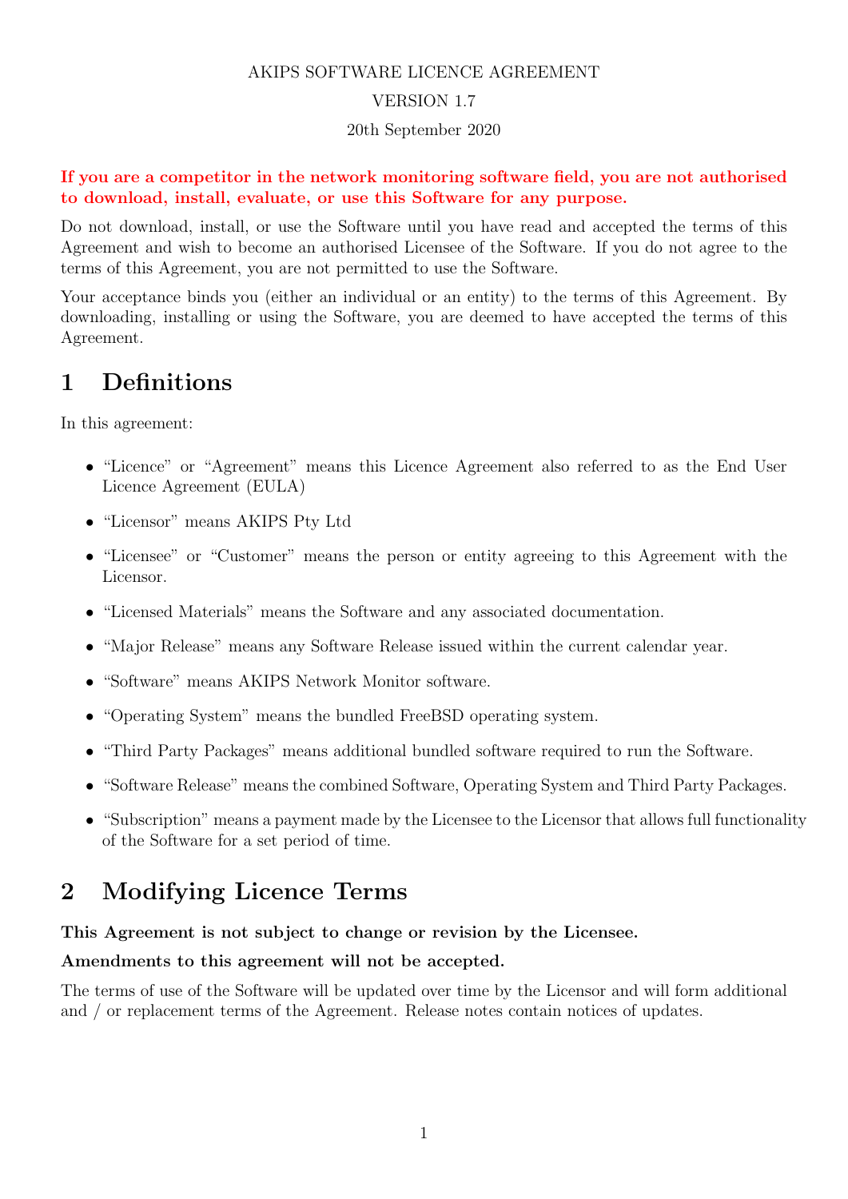AKIPS SOFTWARE LICENCE AGREEMENT

VERSION 1.7

20th September 2020

**If you are a competitor in the network monitoring software field, you are not authorised to download, install, evaluate, or use this Software for any purpose.**

Do not download, install, or use the Software until you have read and accepted the terms of this Agreement and wish to become an authorised Licensee of the Software. If you do not agree to the terms of this Agreement, you are not permitted to use the Software.

Your acceptance binds you (either an individual or an entity) to the terms of this Agreement. By downloading, installing or using the Software, you are deemed to have accepted the terms of this Agreement.

# 1 Definitions

In this agreement:

- "Licence" or "Agreement" means this Licence Agreement also referred to as the End User Licence Agreement (EULA)
- "Licensor" means AKIPS Pty Ltd
- "Licensee" or "Customer" means the person or entity agreeing to this Agreement with the Licensor.
- "Licensed Materials" means the Software and any associated documentation.
- "Major Release" means any Software Release issued within the current calendar year.
- "Software" means AKIPS Network Monitor software.
- "Operating System" means the bundled FreeBSD operating system.
- "Third Party Packages" means additional bundled software required to run the Software.
- "Software Release" means the combined Software, Operating System and Third Party Packages.
- "Subscription" means a payment made by the Licensee to the Licensor that allows full functionality of the Software for a set period of time.

# 2 Modifying Licence Terms

**This Agreement is not subject to change or revision by the Licensee.**

**Amendments to this agreement will not be accepted.**

The terms of use of the Software will be updated over time by the Licensor and will form additional and / or replacement terms of the Agreement. Release notes contain notices of updates.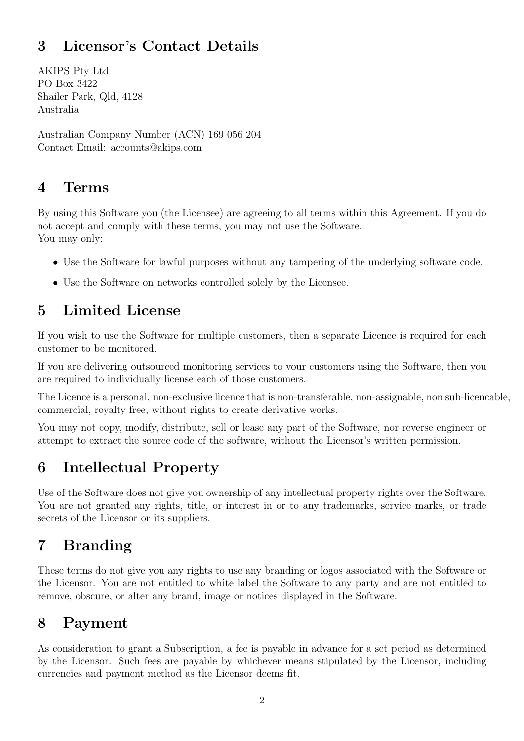## 3 Licensor's Contact Details

AKIPS Pty Ltd
PO Box 3422
Shailer Park, Qld, 4128
Australia

Australian Company Number (ACN) 169 056 204
Contact Email: accounts@akips.com

## 4 Terms

By using this Software you (the Licensee) are agreeing to all terms within this Agreement. If you do not accept and comply with these terms, you may not use the Software.
You may only:

- Use the Software for lawful purposes without any tampering of the underlying software code.
- Use the Software on networks controlled solely by the Licensee.

## 5 Limited License

If you wish to use the Software for multiple customers, then a separate Licence is required for each customer to be monitored.

If you are delivering outsourced monitoring services to your customers using the Software, then you are required to individually license each of those customers.

The Licence is a personal, non-exclusive licence that is non-transferable, non-assignable, non sub-licencable, commercial, royalty free, without rights to create derivative works.

You may not copy, modify, distribute, sell or lease any part of the Software, nor reverse engineer or attempt to extract the source code of the software, without the Licensor's written permission.

## 6 Intellectual Property

Use of the Software does not give you ownership of any intellectual property rights over the Software. You are not granted any rights, title, or interest in or to any trademarks, service marks, or trade secrets of the Licensor or its suppliers.

## 7 Branding

These terms do not give you any rights to use any branding or logos associated with the Software or the Licensor. You are not entitled to white label the Software to any party and are not entitled to remove, obscure, or alter any brand, image or notices displayed in the Software.

## 8 Payment

As consideration to grant a Subscription, a fee is payable in advance for a set period as determined by the Licensor. Such fees are payable by whichever means stipulated by the Licensor, including currencies and payment method as the Licensor deems fit.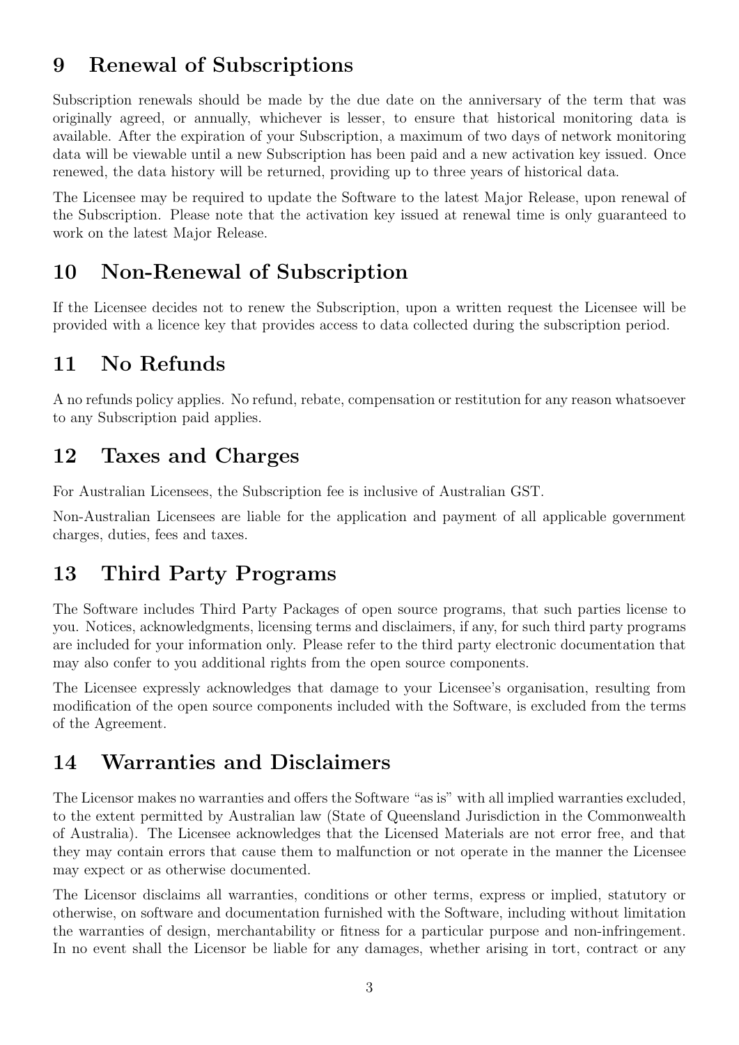## 9 Renewal of Subscriptions

Subscription renewals should be made by the due date on the anniversary of the term that was originally agreed, or annually, whichever is lesser, to ensure that historical monitoring data is available. After the expiration of your Subscription, a maximum of two days of network monitoring data will be viewable until a new Subscription has been paid and a new activation key issued. Once renewed, the data history will be returned, providing up to three years of historical data.

The Licensee may be required to update the Software to the latest Major Release, upon renewal of the Subscription. Please note that the activation key issued at renewal time is only guaranteed to work on the latest Major Release.

## 10 Non-Renewal of Subscription

If the Licensee decides not to renew the Subscription, upon a written request the Licensee will be provided with a licence key that provides access to data collected during the subscription period.

## 11 No Refunds

A no refunds policy applies. No refund, rebate, compensation or restitution for any reason whatsoever to any Subscription paid applies.

## 12 Taxes and Charges

For Australian Licensees, the Subscription fee is inclusive of Australian GST.

Non-Australian Licensees are liable for the application and payment of all applicable government charges, duties, fees and taxes.

## 13 Third Party Programs

The Software includes Third Party Packages of open source programs, that such parties license to you. Notices, acknowledgments, licensing terms and disclaimers, if any, for such third party programs are included for your information only. Please refer to the third party electronic documentation that may also confer to you additional rights from the open source components.

The Licensee expressly acknowledges that damage to your Licensee's organisation, resulting from modification of the open source components included with the Software, is excluded from the terms of the Agreement.

## 14 Warranties and Disclaimers

The Licensor makes no warranties and offers the Software "as is" with all implied warranties excluded, to the extent permitted by Australian law (State of Queensland Jurisdiction in the Commonwealth of Australia). The Licensee acknowledges that the Licensed Materials are not error free, and that they may contain errors that cause them to malfunction or not operate in the manner the Licensee may expect or as otherwise documented.

The Licensor disclaims all warranties, conditions or other terms, express or implied, statutory or otherwise, on software and documentation furnished with the Software, including without limitation the warranties of design, merchantability or fitness for a particular purpose and non-infringement. In no event shall the Licensor be liable for any damages, whether arising in tort, contract or any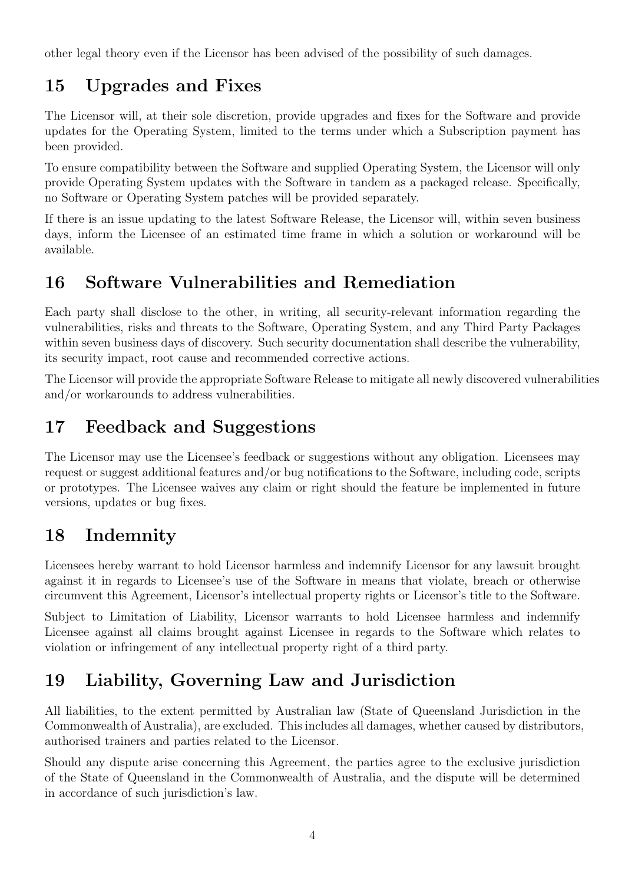other legal theory even if the Licensor has been advised of the possibility of such damages.

## 15 Upgrades and Fixes

The Licensor will, at their sole discretion, provide upgrades and fixes for the Software and provide updates for the Operating System, limited to the terms under which a Subscription payment has been provided.

To ensure compatibility between the Software and supplied Operating System, the Licensor will only provide Operating System updates with the Software in tandem as a packaged release. Specifically, no Software or Operating System patches will be provided separately.

If there is an issue updating to the latest Software Release, the Licensor will, within seven business days, inform the Licensee of an estimated time frame in which a solution or workaround will be available.

## 16 Software Vulnerabilities and Remediation

Each party shall disclose to the other, in writing, all security-relevant information regarding the vulnerabilities, risks and threats to the Software, Operating System, and any Third Party Packages within seven business days of discovery. Such security documentation shall describe the vulnerability, its security impact, root cause and recommended corrective actions.

The Licensor will provide the appropriate Software Release to mitigate all newly discovered vulnerabilities and/or workarounds to address vulnerabilities.

## 17 Feedback and Suggestions

The Licensor may use the Licensee's feedback or suggestions without any obligation. Licensees may request or suggest additional features and/or bug notifications to the Software, including code, scripts or prototypes. The Licensee waives any claim or right should the feature be implemented in future versions, updates or bug fixes.

## 18 Indemnity

Licensees hereby warrant to hold Licensor harmless and indemnify Licensor for any lawsuit brought against it in regards to Licensee's use of the Software in means that violate, breach or otherwise circumvent this Agreement, Licensor's intellectual property rights or Licensor's title to the Software.

Subject to Limitation of Liability, Licensor warrants to hold Licensee harmless and indemnify Licensee against all claims brought against Licensee in regards to the Software which relates to violation or infringement of any intellectual property right of a third party.

## 19 Liability, Governing Law and Jurisdiction

All liabilities, to the extent permitted by Australian law (State of Queensland Jurisdiction in the Commonwealth of Australia), are excluded. This includes all damages, whether caused by distributors, authorised trainers and parties related to the Licensor.

Should any dispute arise concerning this Agreement, the parties agree to the exclusive jurisdiction of the State of Queensland in the Commonwealth of Australia, and the dispute will be determined in accordance of such jurisdiction's law.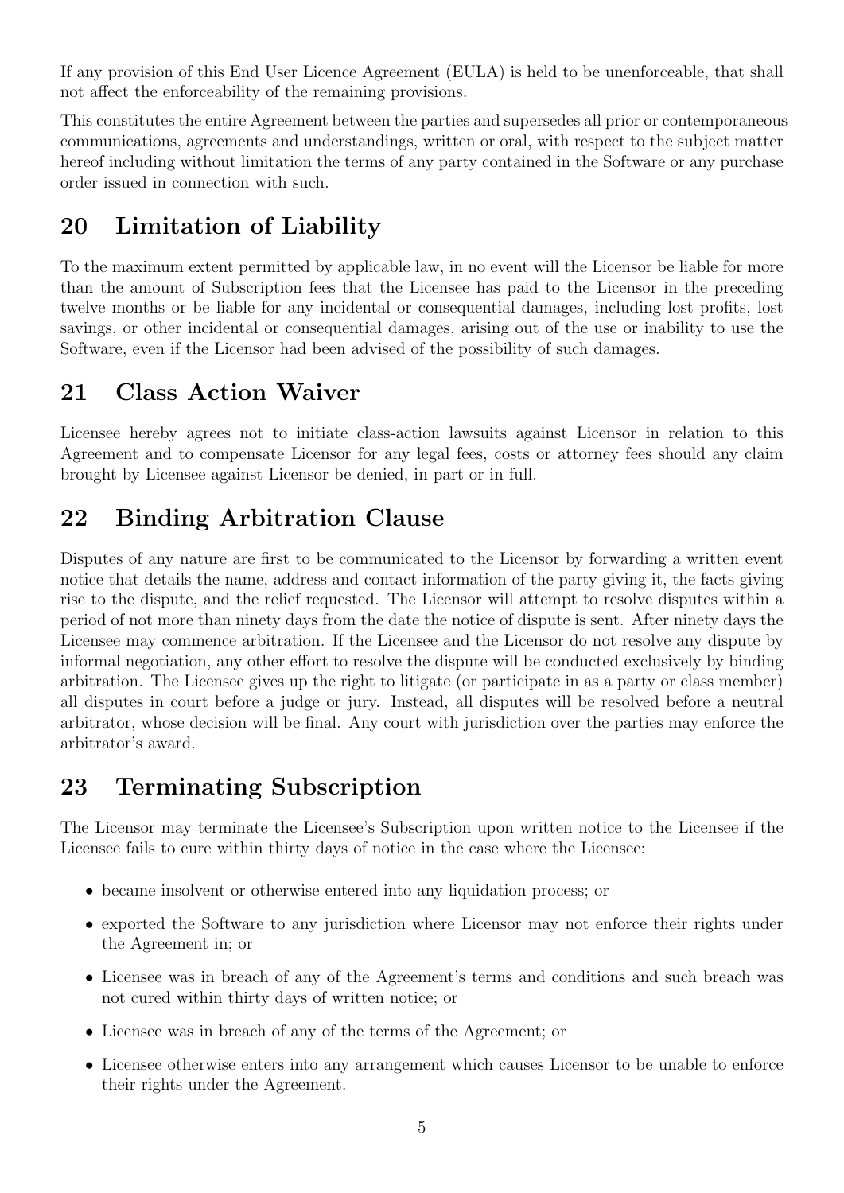If any provision of this End User Licence Agreement (EULA) is held to be unenforceable, that shall not affect the enforceability of the remaining provisions.

This constitutes the entire Agreement between the parties and supersedes all prior or contemporaneous communications, agreements and understandings, written or oral, with respect to the subject matter hereof including without limitation the terms of any party contained in the Software or any purchase order issued in connection with such.

## 20 Limitation of Liability

To the maximum extent permitted by applicable law, in no event will the Licensor be liable for more than the amount of Subscription fees that the Licensee has paid to the Licensor in the preceding twelve months or be liable for any incidental or consequential damages, including lost profits, lost savings, or other incidental or consequential damages, arising out of the use or inability to use the Software, even if the Licensor had been advised of the possibility of such damages.

## 21 Class Action Waiver

Licensee hereby agrees not to initiate class-action lawsuits against Licensor in relation to this Agreement and to compensate Licensor for any legal fees, costs or attorney fees should any claim brought by Licensee against Licensor be denied, in part or in full.

## 22 Binding Arbitration Clause

Disputes of any nature are first to be communicated to the Licensor by forwarding a written event notice that details the name, address and contact information of the party giving it, the facts giving rise to the dispute, and the relief requested. The Licensor will attempt to resolve disputes within a period of not more than ninety days from the date the notice of dispute is sent. After ninety days the Licensee may commence arbitration. If the Licensee and the Licensor do not resolve any dispute by informal negotiation, any other effort to resolve the dispute will be conducted exclusively by binding arbitration. The Licensee gives up the right to litigate (or participate in as a party or class member) all disputes in court before a judge or jury. Instead, all disputes will be resolved before a neutral arbitrator, whose decision will be final. Any court with jurisdiction over the parties may enforce the arbitrator's award.

## 23 Terminating Subscription

The Licensor may terminate the Licensee's Subscription upon written notice to the Licensee if the Licensee fails to cure within thirty days of notice in the case where the Licensee:

- became insolvent or otherwise entered into any liquidation process; or
- exported the Software to any jurisdiction where Licensor may not enforce their rights under the Agreement in; or
- Licensee was in breach of any of the Agreement's terms and conditions and such breach was not cured within thirty days of written notice; or
- Licensee was in breach of any of the terms of the Agreement; or
- Licensee otherwise enters into any arrangement which causes Licensor to be unable to enforce their rights under the Agreement.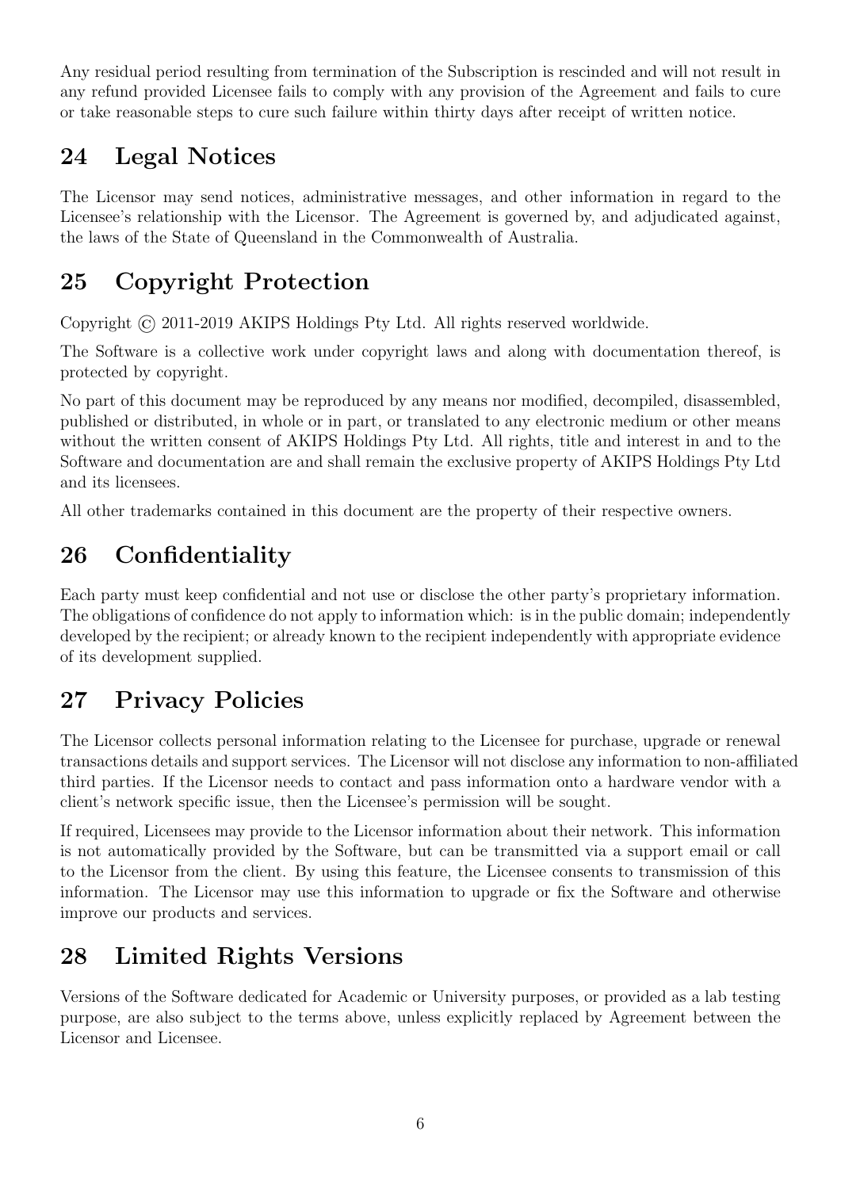Any residual period resulting from termination of the Subscription is rescinded and will not result in any refund provided Licensee fails to comply with any provision of the Agreement and fails to cure or take reasonable steps to cure such failure within thirty days after receipt of written notice.

## 24 Legal Notices

The Licensor may send notices, administrative messages, and other information in regard to the Licensee's relationship with the Licensor. The Agreement is governed by, and adjudicated against, the laws of the State of Queensland in the Commonwealth of Australia.

## 25 Copyright Protection

Copyright © 2011-2019 AKIPS Holdings Pty Ltd. All rights reserved worldwide.

The Software is a collective work under copyright laws and along with documentation thereof, is protected by copyright.

No part of this document may be reproduced by any means nor modified, decompiled, disassembled, published or distributed, in whole or in part, or translated to any electronic medium or other means without the written consent of AKIPS Holdings Pty Ltd. All rights, title and interest in and to the Software and documentation are and shall remain the exclusive property of AKIPS Holdings Pty Ltd and its licensees.

All other trademarks contained in this document are the property of their respective owners.

## 26 Confidentiality

Each party must keep confidential and not use or disclose the other party's proprietary information. The obligations of confidence do not apply to information which: is in the public domain; independently developed by the recipient; or already known to the recipient independently with appropriate evidence of its development supplied.

## 27 Privacy Policies

The Licensor collects personal information relating to the Licensee for purchase, upgrade or renewal transactions details and support services. The Licensor will not disclose any information to non-affiliated third parties. If the Licensor needs to contact and pass information onto a hardware vendor with a client's network specific issue, then the Licensee's permission will be sought.

If required, Licensees may provide to the Licensor information about their network. This information is not automatically provided by the Software, but can be transmitted via a support email or call to the Licensor from the client. By using this feature, the Licensee consents to transmission of this information. The Licensor may use this information to upgrade or fix the Software and otherwise improve our products and services.

## 28 Limited Rights Versions

Versions of the Software dedicated for Academic or University purposes, or provided as a lab testing purpose, are also subject to the terms above, unless explicitly replaced by Agreement between the Licensor and Licensee.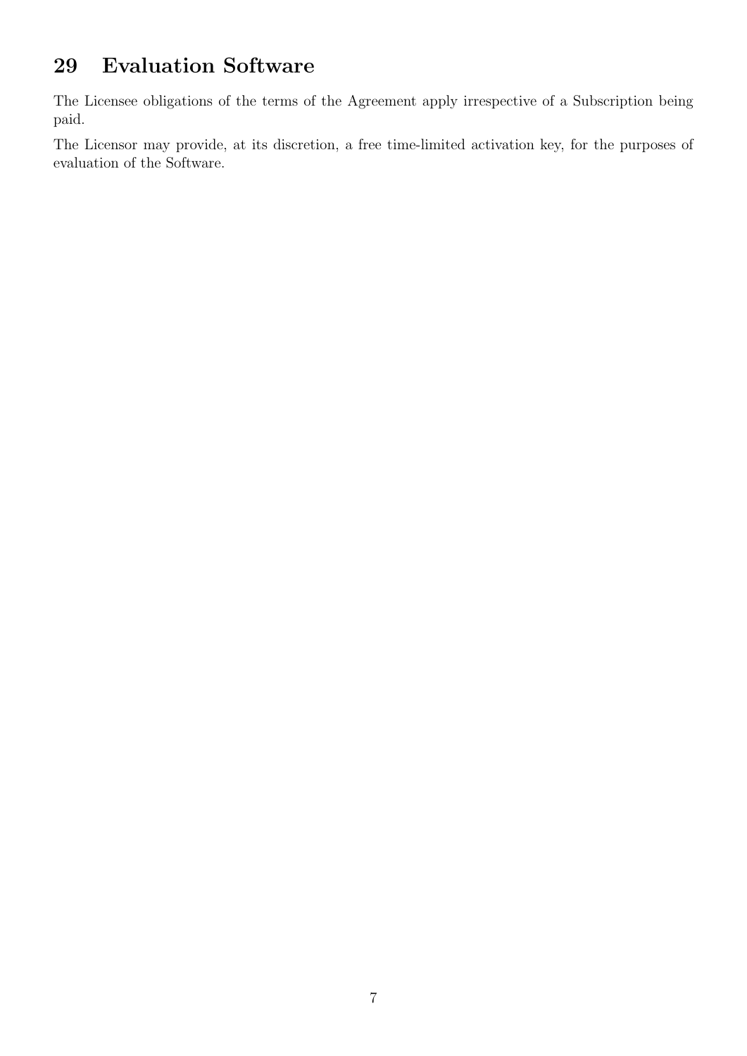## 29 Evaluation Software

The Licensee obligations of the terms of the Agreement apply irrespective of a Subscription being paid.

The Licensor may provide, at its discretion, a free time-limited activation key, for the purposes of evaluation of the Software.